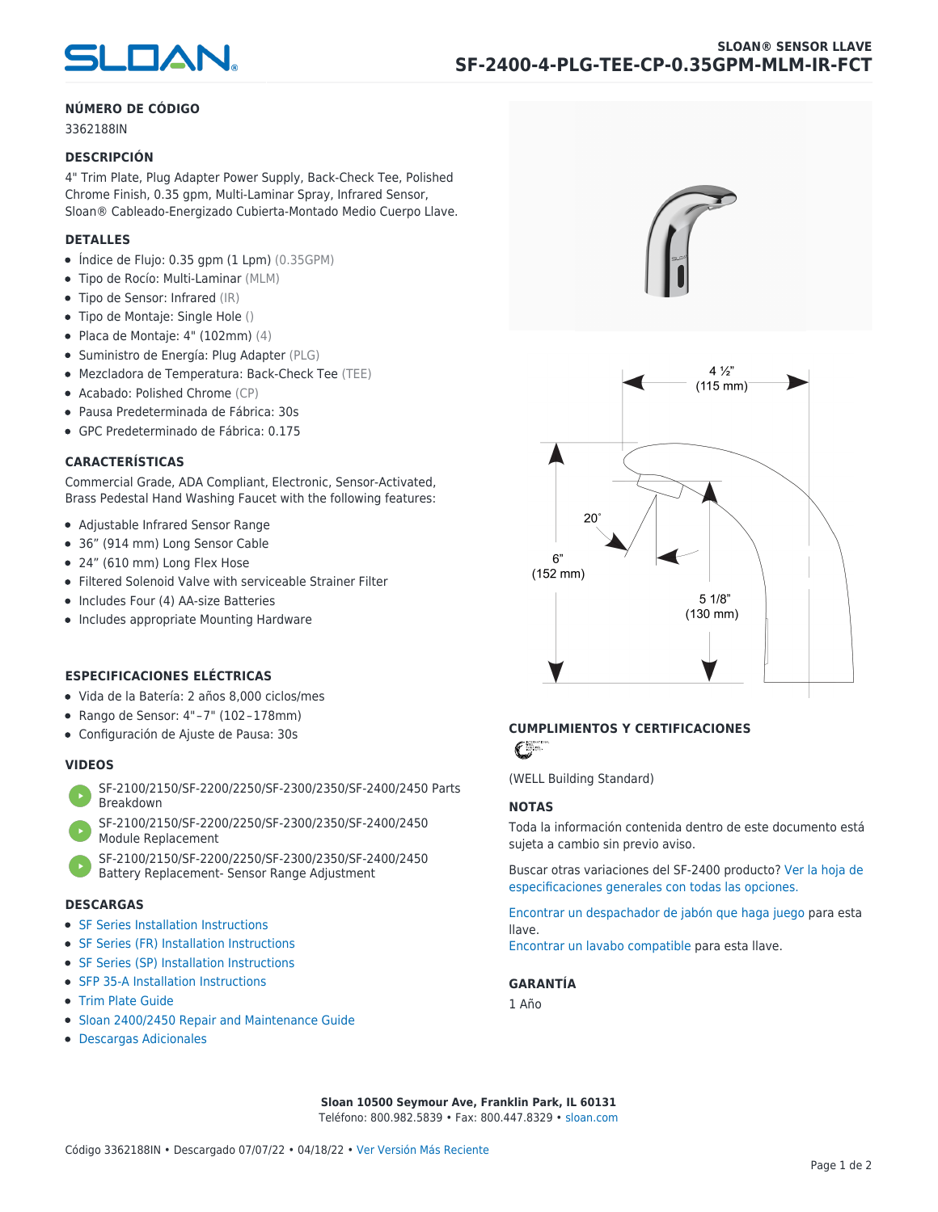# SLOAN® SENSOR LLAVE
## SF-2400-4-PLG-TEE-CP-0.35GPM-MLM-IR-FCT

### NÚMERO DE CÓDIGO

3362188IN

### DESCRIPCIÓN

4" Trim Plate, Plug Adapter Power Supply, Back-Check Tee, Polished Chrome Finish, 0.35 gpm, Multi-Laminar Spray, Infrared Sensor, Sloan® Cableado-Energizado Cubierta-Montado Medio Cuerpo Llave.

### DETALLES

- Índice de Flujo: 0.35 gpm (1 Lpm) (0.35GPM)
- Tipo de Rocío: Multi-Laminar (MLM)
- Tipo de Sensor: Infrared (IR)
- Tipo de Montaje: Single Hole ()
- Placa de Montaje: 4" (102mm) (4)
- Suministro de Energía: Plug Adapter (PLG)
- Mezcladora de Temperatura: Back-Check Tee (TEE)
- Acabado: Polished Chrome (CP)
- Pausa Predeterminada de Fábrica: 30s
- GPC Predeterminado de Fábrica: 0.175

### CARACTERÍSTICAS

Commercial Grade, ADA Compliant, Electronic, Sensor-Activated, Brass Pedestal Hand Washing Faucet with the following features:

- Adjustable Infrared Sensor Range
- 36" (914 mm) Long Sensor Cable
- 24" (610 mm) Long Flex Hose
- Filtered Solenoid Valve with serviceable Strainer Filter
- Includes Four (4) AA-size Batteries
- Includes appropriate Mounting Hardware

### ESPECIFICACIONES ELÉCTRICAS

- Vida de la Batería: 2 años 8,000 ciclos/mes
- Rango de Sensor: 4"–7" (102–178mm)
- Configuración de Ajuste de Pausa: 30s

### VIDEOS

- SF-2100/2150/SF-2200/2250/SF-2300/2350/SF-2400/2450 Parts Breakdown
- SF-2100/2150/SF-2200/2250/SF-2300/2350/SF-2400/2450 Module Replacement
- SF-2100/2150/SF-2200/2250/SF-2300/2350/SF-2400/2450 Battery Replacement- Sensor Range Adjustment

### DESCARGAS

- SF Series Installation Instructions
- SF Series (FR) Installation Instructions
- SF Series (SP) Installation Instructions
- SFP 35-A Installation Instructions
- Trim Plate Guide
- Sloan 2400/2450 Repair and Maintenance Guide
- Descargas Adicionales

4 ½" (115 mm)

20˚

6" (152 mm)

5 1/8" (130 mm)

### CUMPLIMIENTOS Y CERTIFICACIONES

(WELL Building Standard)

### NOTAS

Toda la información contenida dentro de este documento está sujeta a cambio sin previo aviso.

Buscar otras variaciones del SF-2400 producto? Ver la hoja de especificaciones generales con todas las opciones.

Encontrar un despachador de jabón que haga juego para esta llave.
Encontrar un lavabo compatible para esta llave.

### GARANTÍA

1 Año

**Sloan 10500 Seymour Ave, Franklin Park, IL 60131**
Teléfono: 800.982.5839 • Fax: 800.447.8329 • sloan.com

Código 3362188IN • Descargado 07/07/22 • 04/18/22 • Ver Versión Más Reciente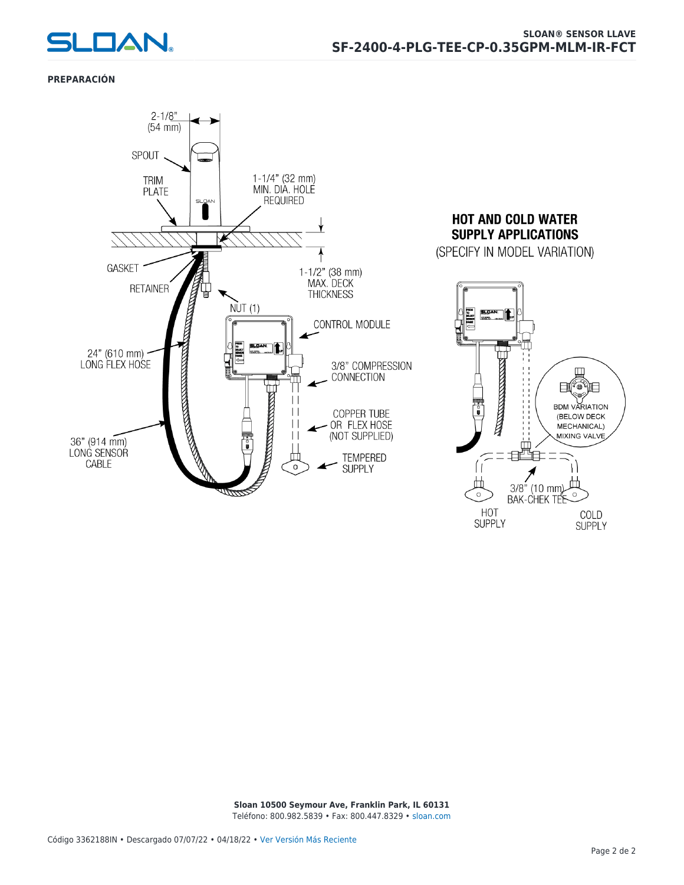**PREPARACIÓN**

2-1/8"
(54 mm)

SPOUT

TRIM
PLATE

1-1/4" (32 mm)
MIN. DIA. HOLE
REQUIRED

GASKET

RETAINER

1-1/2" (38 mm)
MAX. DECK
THICKNESS

NUT (1)

CONTROL MODULE

24" (610 mm)
LONG FLEX HOSE

3/8" COMPRESSION
CONNECTION

COPPER TUBE
OR FLEX HOSE
(NOT SUPPLIED)

36" (914 mm)
LONG SENSOR
CABLE

TEMPERED
SUPPLY

**HOT AND COLD WATER SUPPLY APPLICATIONS**
(SPECIFY IN MODEL VARIATION)

BDM VARIATION
(BELOW DECK
MECHANICAL)
MIXING VALVE

3/8" (10 mm)
BAK-CHEK TEE

HOT
SUPPLY

COLD
SUPPLY

**Sloan 10500 Seymour Ave, Franklin Park, IL 60131**
Teléfono: 800.982.5839 • Fax: 800.447.8329 • sloan.com

Código 3362188IN • Descargado 07/07/22 • 04/18/22 • Ver Versión Más Reciente